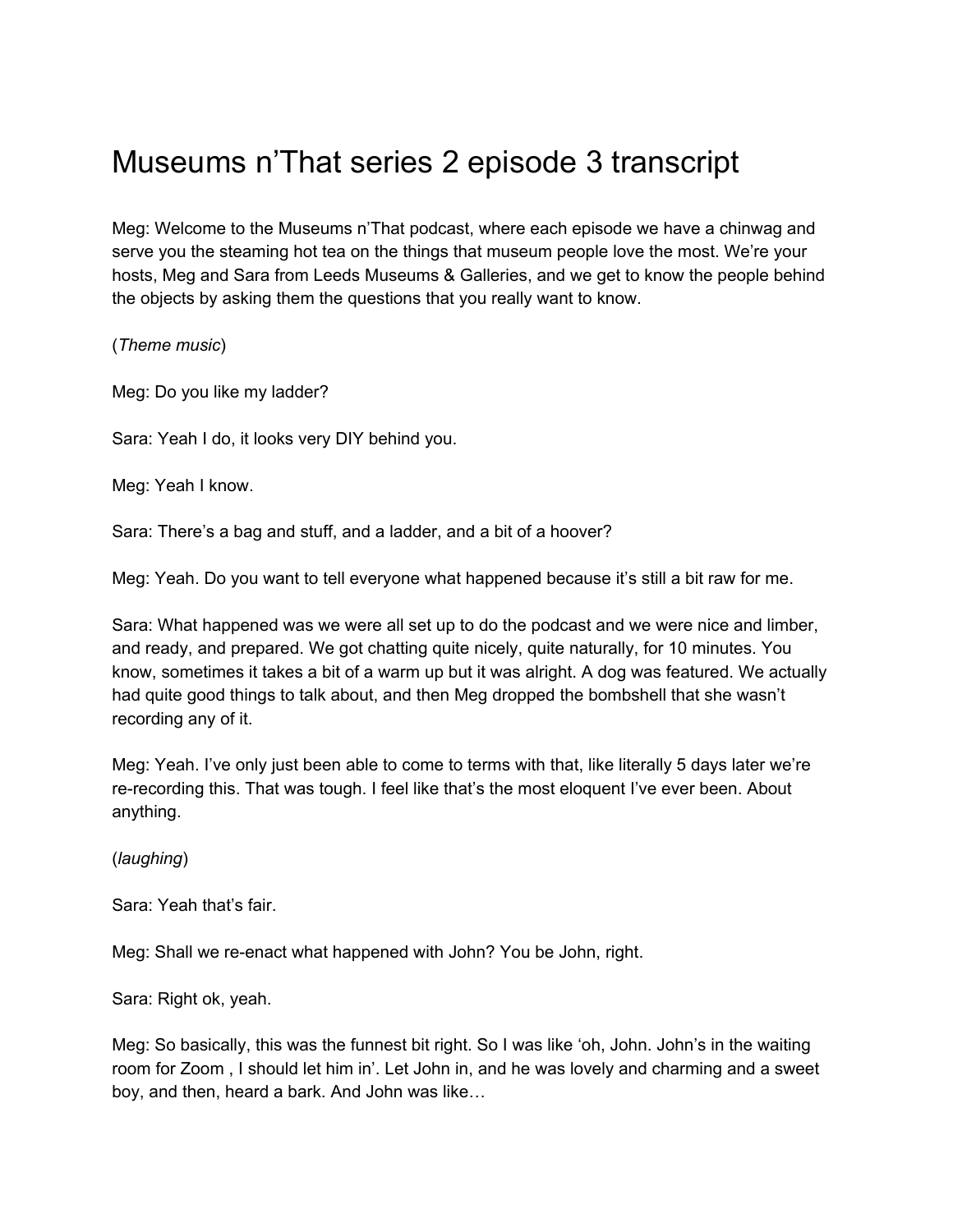# Museums n'That series 2 episode 3 transcript

Meg: Welcome to the Museums n'That podcast, where each episode we have a chinwag and serve you the steaming hot tea on the things that museum people love the most. We're your hosts, Meg and Sara from Leeds Museums & Galleries, and we get to know the people behind the objects by asking them the questions that you really want to know.

(*Theme music*)

Meg: Do you like my ladder?

Sara: Yeah I do, it looks very DIY behind you.

Meg: Yeah I know.

Sara: There's a bag and stuff, and a ladder, and a bit of a hoover?

Meg: Yeah. Do you want to tell everyone what happened because it's still a bit raw for me.

Sara: What happened was we were all set up to do the podcast and we were nice and limber, and ready, and prepared. We got chatting quite nicely, quite naturally, for 10 minutes. You know, sometimes it takes a bit of a warm up but it was alright. A dog was featured. We actually had quite good things to talk about, and then Meg dropped the bombshell that she wasn't recording any of it.

Meg: Yeah. I've only just been able to come to terms with that, like literally 5 days later we're re-recording this. That was tough. I feel like that's the most eloquent I've ever been. About anything.

(*laughing*)

Sara: Yeah that's fair.

Meg: Shall we re-enact what happened with John? You be John, right.

Sara: Right ok, yeah.

Meg: So basically, this was the funnest bit right. So I was like 'oh, John. John's in the waiting room for Zoom , I should let him in'. Let John in, and he was lovely and charming and a sweet boy, and then, heard a bark. And John was like…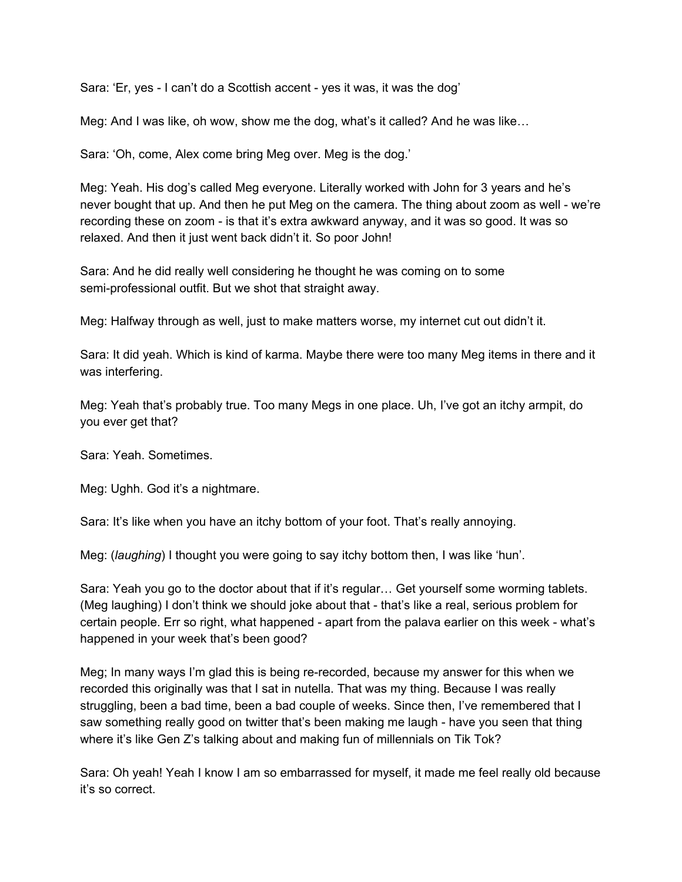Sara: ‘Er, yes - I can’t do a Scottish accent - yes it was, it was the dog’

Meg: And I was like, oh wow, show me the dog, what’s it called? And he was like…

Sara: ‘Oh, come, Alex come bring Meg over. Meg is the dog.’

Meg: Yeah. His dog’s called Meg everyone. Literally worked with John for 3 years and he’s never bought that up. And then he put Meg on the camera. The thing about zoom as well - we’re recording these on zoom - is that it’s extra awkward anyway, and it was so good. It was so relaxed. And then it just went back didn’t it. So poor John!

Sara: And he did really well considering he thought he was coming on to some semi-professional outfit. But we shot that straight away.

Meg: Halfway through as well, just to make matters worse, my internet cut out didn’t it.

Sara: It did yeah. Which is kind of karma. Maybe there were too many Meg items in there and it was interfering.

Meg: Yeah that’s probably true. Too many Megs in one place. Uh, I’ve got an itchy armpit, do you ever get that?

Sara: Yeah. Sometimes.

Meg: Ughh. God it’s a nightmare.

Sara: It’s like when you have an itchy bottom of your foot. That’s really annoying.

Meg: (*laughing*) I thought you were going to say itchy bottom then, I was like ‘hun’.

Sara: Yeah you go to the doctor about that if it’s regular… Get yourself some worming tablets. (Meg laughing) I don’t think we should joke about that - that’s like a real, serious problem for certain people. Err so right, what happened - apart from the palava earlier on this week - what’s happened in your week that’s been good?

Meg; In many ways I’m glad this is being re-recorded, because my answer for this when we recorded this originally was that I sat in nutella. That was my thing. Because I was really struggling, been a bad time, been a bad couple of weeks. Since then, I’ve remembered that I saw something really good on twitter that’s been making me laugh - have you seen that thing where it’s like Gen Z’s talking about and making fun of millennials on Tik Tok?

Sara: Oh yeah! Yeah I know I am so embarrassed for myself, it made me feel really old because it’s so correct.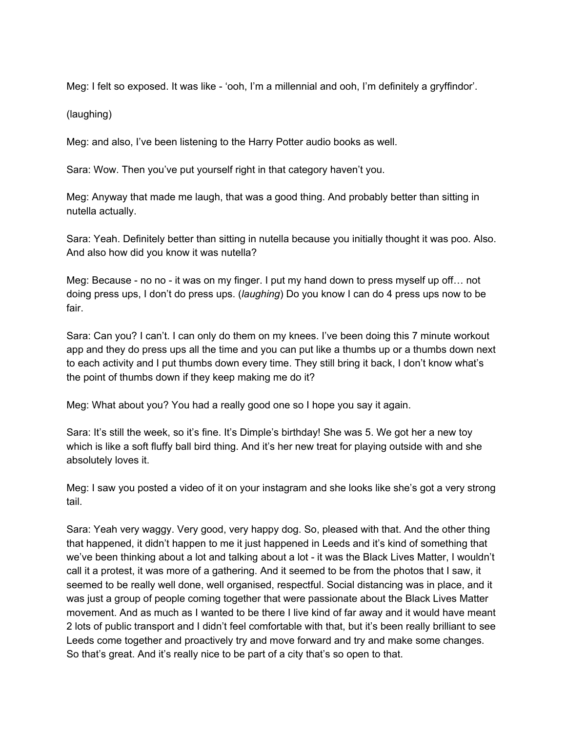Meg: I felt so exposed. It was like - 'ooh, I'm a millennial and ooh, I'm definitely a gryffindor'.

(laughing)

Meg: and also, I've been listening to the Harry Potter audio books as well.

Sara: Wow. Then you've put yourself right in that category haven't you.

Meg: Anyway that made me laugh, that was a good thing. And probably better than sitting in nutella actually.

Sara: Yeah. Definitely better than sitting in nutella because you initially thought it was poo. Also. And also how did you know it was nutella?

Meg: Because - no no - it was on my finger. I put my hand down to press myself up off… not doing press ups, I don't do press ups. (*laughing*) Do you know I can do 4 press ups now to be fair.

Sara: Can you? I can't. I can only do them on my knees. I've been doing this 7 minute workout app and they do press ups all the time and you can put like a thumbs up or a thumbs down next to each activity and I put thumbs down every time. They still bring it back, I don't know what's the point of thumbs down if they keep making me do it?

Meg: What about you? You had a really good one so I hope you say it again.

Sara: It's still the week, so it's fine. It's Dimple's birthday! She was 5. We got her a new toy which is like a soft fluffy ball bird thing. And it's her new treat for playing outside with and she absolutely loves it.

Meg: I saw you posted a video of it on your instagram and she looks like she's got a very strong tail.

Sara: Yeah very waggy. Very good, very happy dog. So, pleased with that. And the other thing that happened, it didn't happen to me it just happened in Leeds and it's kind of something that we've been thinking about a lot and talking about a lot - it was the Black Lives Matter, I wouldn't call it a protest, it was more of a gathering. And it seemed to be from the photos that I saw, it seemed to be really well done, well organised, respectful. Social distancing was in place, and it was just a group of people coming together that were passionate about the Black Lives Matter movement. And as much as I wanted to be there I live kind of far away and it would have meant 2 lots of public transport and I didn't feel comfortable with that, but it's been really brilliant to see Leeds come together and proactively try and move forward and try and make some changes. So that's great. And it's really nice to be part of a city that's so open to that.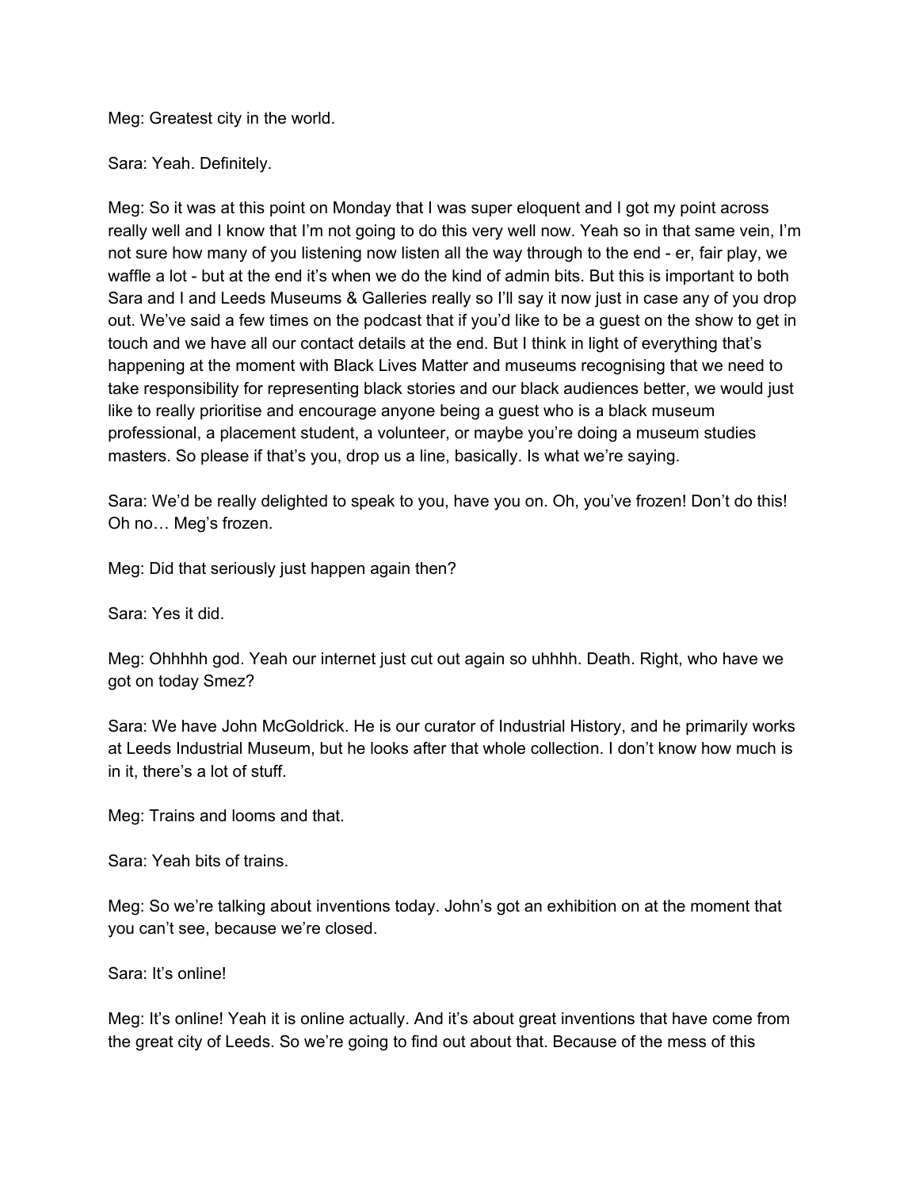Meg: Greatest city in the world.

Sara: Yeah. Definitely.

Meg: So it was at this point on Monday that I was super eloquent and I got my point across really well and I know that I'm not going to do this very well now. Yeah so in that same vein, I'm not sure how many of you listening now listen all the way through to the end - er, fair play, we waffle a lot - but at the end it's when we do the kind of admin bits. But this is important to both Sara and I and Leeds Museums & Galleries really so I'll say it now just in case any of you drop out. We've said a few times on the podcast that if you'd like to be a guest on the show to get in touch and we have all our contact details at the end. But I think in light of everything that's happening at the moment with Black Lives Matter and museums recognising that we need to take responsibility for representing black stories and our black audiences better, we would just like to really prioritise and encourage anyone being a guest who is a black museum professional, a placement student, a volunteer, or maybe you're doing a museum studies masters. So please if that's you, drop us a line, basically. Is what we're saying.

Sara: We'd be really delighted to speak to you, have you on. Oh, you've frozen! Don't do this! Oh no… Meg's frozen.

Meg: Did that seriously just happen again then?

Sara: Yes it did.

Meg: Ohhhhh god. Yeah our internet just cut out again so uhhhh. Death. Right, who have we got on today Smez?

Sara: We have John McGoldrick. He is our curator of Industrial History, and he primarily works at Leeds Industrial Museum, but he looks after that whole collection. I don't know how much is in it, there's a lot of stuff.

Meg: Trains and looms and that.

Sara: Yeah bits of trains.

Meg: So we're talking about inventions today. John's got an exhibition on at the moment that you can't see, because we're closed.

Sara: It's online!

Meg: It's online! Yeah it is online actually. And it's about great inventions that have come from the great city of Leeds. So we're going to find out about that. Because of the mess of this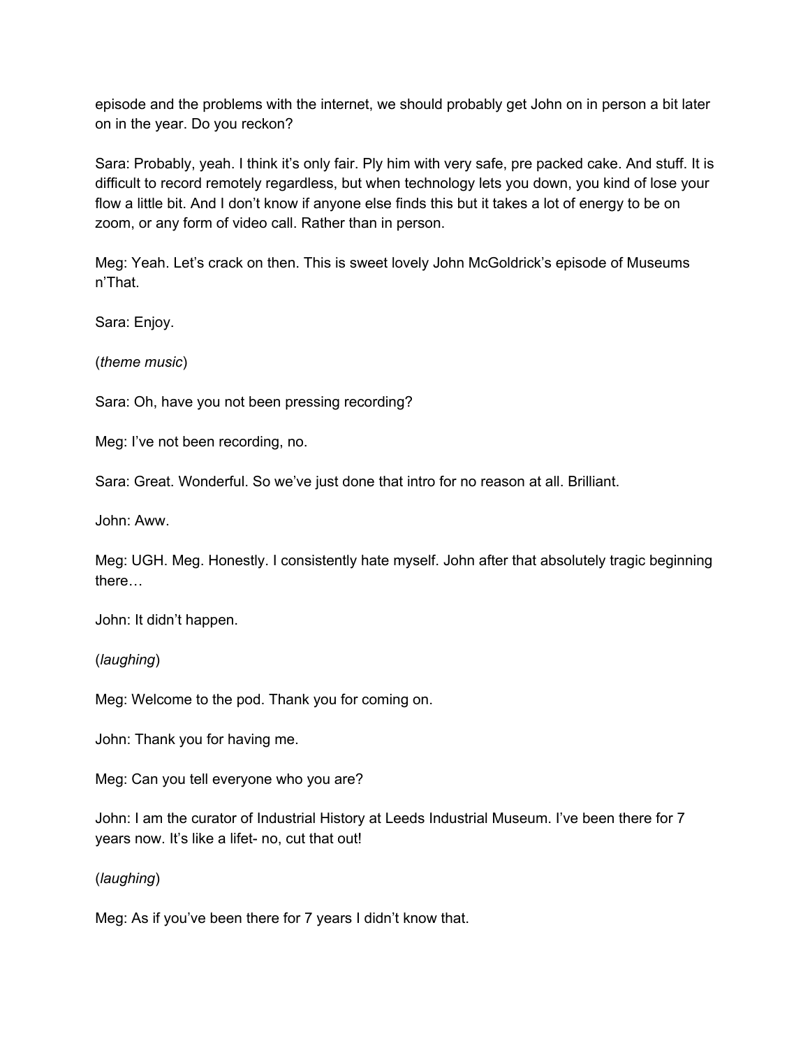episode and the problems with the internet, we should probably get John on in person a bit later on in the year. Do you reckon?

Sara: Probably, yeah. I think it's only fair. Ply him with very safe, pre packed cake. And stuff. It is difficult to record remotely regardless, but when technology lets you down, you kind of lose your flow a little bit. And I don't know if anyone else finds this but it takes a lot of energy to be on zoom, or any form of video call. Rather than in person.

Meg: Yeah. Let's crack on then. This is sweet lovely John McGoldrick's episode of Museums n'That.

Sara: Enjoy.

(*theme music*)

Sara: Oh, have you not been pressing recording?

Meg: I've not been recording, no.

Sara: Great. Wonderful. So we've just done that intro for no reason at all. Brilliant.

John: Aww.

Meg: UGH. Meg. Honestly. I consistently hate myself. John after that absolutely tragic beginning there…

John: It didn't happen.

(*laughing*)

Meg: Welcome to the pod. Thank you for coming on.

John: Thank you for having me.

Meg: Can you tell everyone who you are?

John: I am the curator of Industrial History at Leeds Industrial Museum. I've been there for 7 years now. It's like a lifet- no, cut that out!

(*laughing*)

Meg: As if you've been there for 7 years I didn't know that.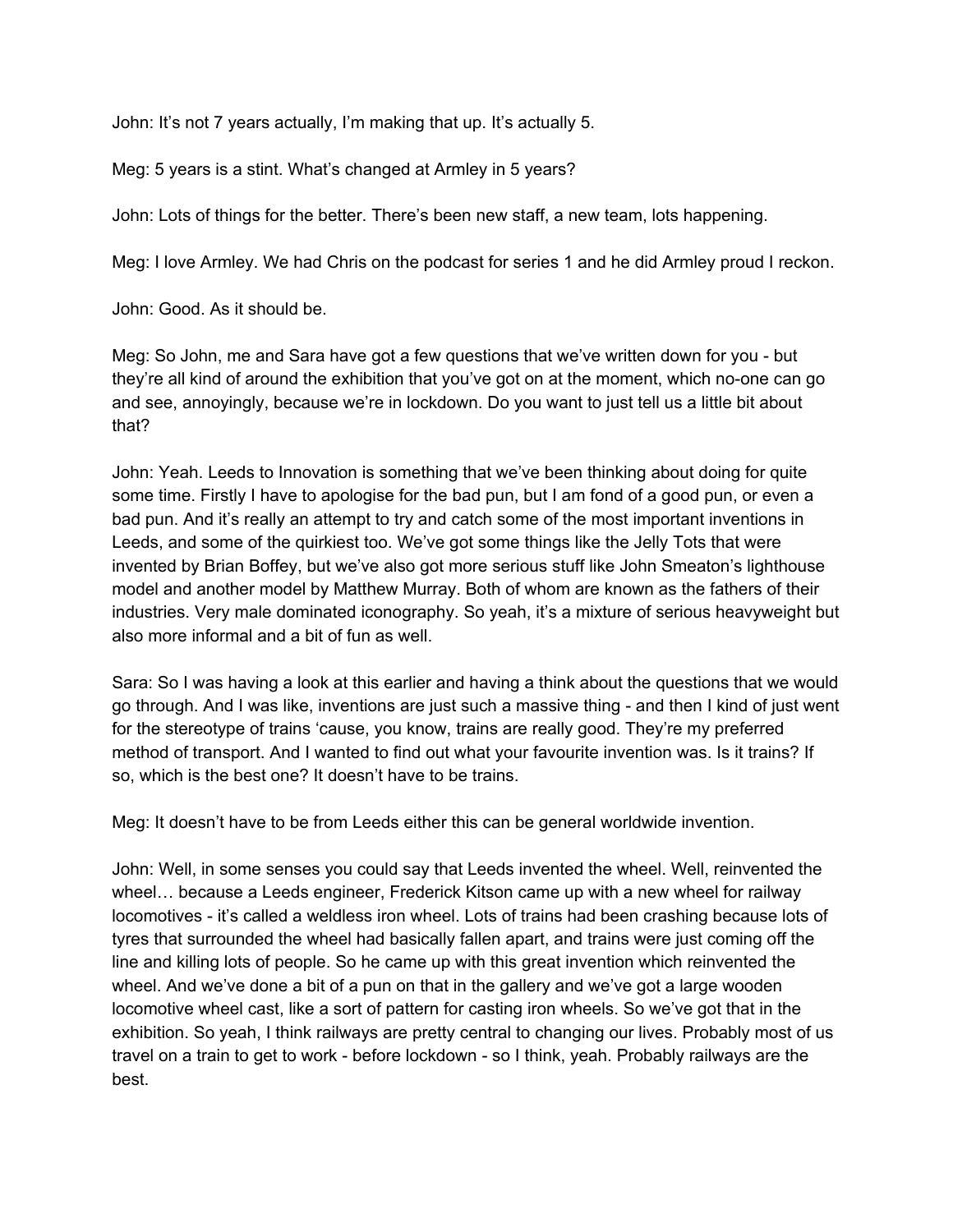John: It's not 7 years actually, I'm making that up. It's actually 5.

Meg: 5 years is a stint. What's changed at Armley in 5 years?

John: Lots of things for the better. There's been new staff, a new team, lots happening.

Meg: I love Armley. We had Chris on the podcast for series 1 and he did Armley proud I reckon.

John: Good. As it should be.

Meg: So John, me and Sara have got a few questions that we've written down for you - but they're all kind of around the exhibition that you've got on at the moment, which no-one can go and see, annoyingly, because we're in lockdown. Do you want to just tell us a little bit about that?

John: Yeah. Leeds to Innovation is something that we've been thinking about doing for quite some time. Firstly I have to apologise for the bad pun, but I am fond of a good pun, or even a bad pun. And it's really an attempt to try and catch some of the most important inventions in Leeds, and some of the quirkiest too. We've got some things like the Jelly Tots that were invented by Brian Boffey, but we've also got more serious stuff like John Smeaton's lighthouse model and another model by Matthew Murray. Both of whom are known as the fathers of their industries. Very male dominated iconography. So yeah, it's a mixture of serious heavyweight but also more informal and a bit of fun as well.

Sara: So I was having a look at this earlier and having a think about the questions that we would go through. And I was like, inventions are just such a massive thing - and then I kind of just went for the stereotype of trains 'cause, you know, trains are really good. They're my preferred method of transport. And I wanted to find out what your favourite invention was. Is it trains? If so, which is the best one? It doesn't have to be trains.

Meg: It doesn't have to be from Leeds either this can be general worldwide invention.

John: Well, in some senses you could say that Leeds invented the wheel. Well, reinvented the wheel… because a Leeds engineer, Frederick Kitson came up with a new wheel for railway locomotives - it's called a weldless iron wheel. Lots of trains had been crashing because lots of tyres that surrounded the wheel had basically fallen apart, and trains were just coming off the line and killing lots of people. So he came up with this great invention which reinvented the wheel. And we've done a bit of a pun on that in the gallery and we've got a large wooden locomotive wheel cast, like a sort of pattern for casting iron wheels. So we've got that in the exhibition. So yeah, I think railways are pretty central to changing our lives. Probably most of us travel on a train to get to work - before lockdown - so I think, yeah. Probably railways are the best.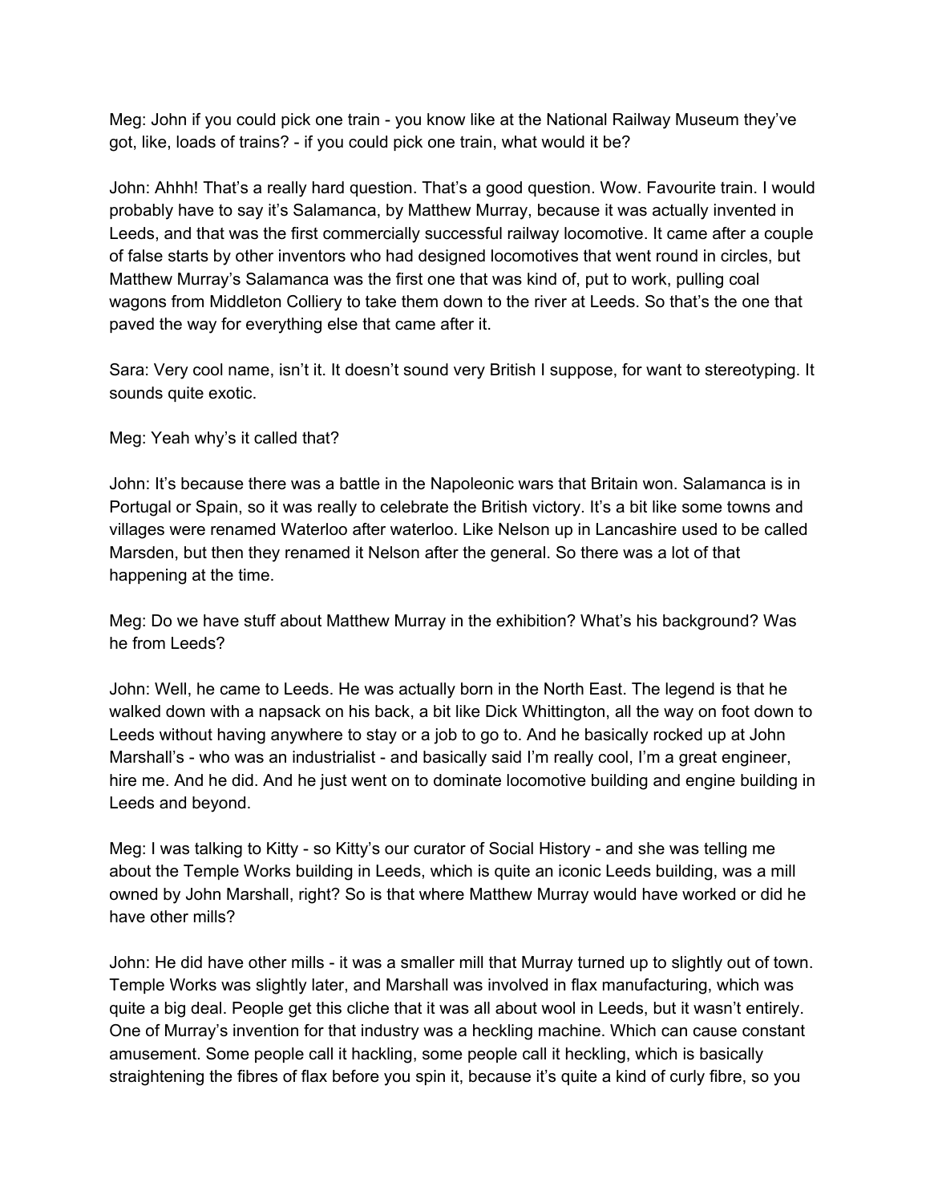Meg: John if you could pick one train - you know like at the National Railway Museum they've got, like, loads of trains? - if you could pick one train, what would it be?

John: Ahhh! That's a really hard question. That's a good question. Wow. Favourite train. I would probably have to say it's Salamanca, by Matthew Murray, because it was actually invented in Leeds, and that was the first commercially successful railway locomotive. It came after a couple of false starts by other inventors who had designed locomotives that went round in circles, but Matthew Murray's Salamanca was the first one that was kind of, put to work, pulling coal wagons from Middleton Colliery to take them down to the river at Leeds. So that's the one that paved the way for everything else that came after it.

Sara: Very cool name, isn't it. It doesn't sound very British I suppose, for want to stereotyping. It sounds quite exotic.

Meg: Yeah why's it called that?

John: It's because there was a battle in the Napoleonic wars that Britain won. Salamanca is in Portugal or Spain, so it was really to celebrate the British victory. It's a bit like some towns and villages were renamed Waterloo after waterloo. Like Nelson up in Lancashire used to be called Marsden, but then they renamed it Nelson after the general. So there was a lot of that happening at the time.

Meg: Do we have stuff about Matthew Murray in the exhibition? What's his background? Was he from Leeds?

John: Well, he came to Leeds. He was actually born in the North East. The legend is that he walked down with a napsack on his back, a bit like Dick Whittington, all the way on foot down to Leeds without having anywhere to stay or a job to go to. And he basically rocked up at John Marshall's - who was an industrialist - and basically said I'm really cool, I'm a great engineer, hire me. And he did. And he just went on to dominate locomotive building and engine building in Leeds and beyond.

Meg: I was talking to Kitty - so Kitty's our curator of Social History - and she was telling me about the Temple Works building in Leeds, which is quite an iconic Leeds building, was a mill owned by John Marshall, right? So is that where Matthew Murray would have worked or did he have other mills?

John: He did have other mills - it was a smaller mill that Murray turned up to slightly out of town. Temple Works was slightly later, and Marshall was involved in flax manufacturing, which was quite a big deal. People get this cliche that it was all about wool in Leeds, but it wasn't entirely. One of Murray's invention for that industry was a heckling machine. Which can cause constant amusement. Some people call it hackling, some people call it heckling, which is basically straightening the fibres of flax before you spin it, because it's quite a kind of curly fibre, so you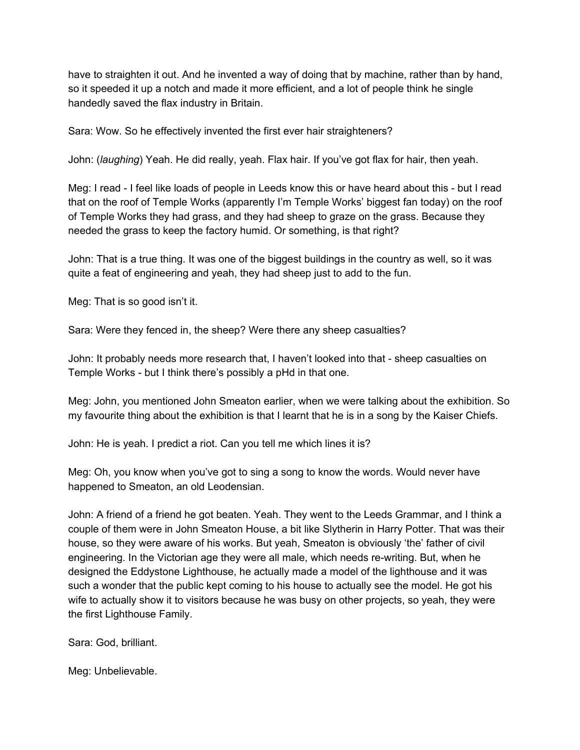have to straighten it out. And he invented a way of doing that by machine, rather than by hand, so it speeded it up a notch and made it more efficient, and a lot of people think he single handedly saved the flax industry in Britain.

Sara: Wow. So he effectively invented the first ever hair straighteners?

John: (*laughing*) Yeah. He did really, yeah. Flax hair. If you've got flax for hair, then yeah.

Meg: I read - I feel like loads of people in Leeds know this or have heard about this - but I read that on the roof of Temple Works (apparently I'm Temple Works' biggest fan today) on the roof of Temple Works they had grass, and they had sheep to graze on the grass. Because they needed the grass to keep the factory humid. Or something, is that right?

John: That is a true thing. It was one of the biggest buildings in the country as well, so it was quite a feat of engineering and yeah, they had sheep just to add to the fun.

Meg: That is so good isn't it.

Sara: Were they fenced in, the sheep? Were there any sheep casualties?

John: It probably needs more research that, I haven't looked into that - sheep casualties on Temple Works - but I think there's possibly a pHd in that one.

Meg: John, you mentioned John Smeaton earlier, when we were talking about the exhibition. So my favourite thing about the exhibition is that I learnt that he is in a song by the Kaiser Chiefs.

John: He is yeah. I predict a riot. Can you tell me which lines it is?

Meg: Oh, you know when you've got to sing a song to know the words. Would never have happened to Smeaton, an old Leodensian.

John: A friend of a friend he got beaten. Yeah. They went to the Leeds Grammar, and I think a couple of them were in John Smeaton House, a bit like Slytherin in Harry Potter. That was their house, so they were aware of his works. But yeah, Smeaton is obviously 'the' father of civil engineering. In the Victorian age they were all male, which needs re-writing. But, when he designed the Eddystone Lighthouse, he actually made a model of the lighthouse and it was such a wonder that the public kept coming to his house to actually see the model. He got his wife to actually show it to visitors because he was busy on other projects, so yeah, they were the first Lighthouse Family.

Sara: God, brilliant.

Meg: Unbelievable.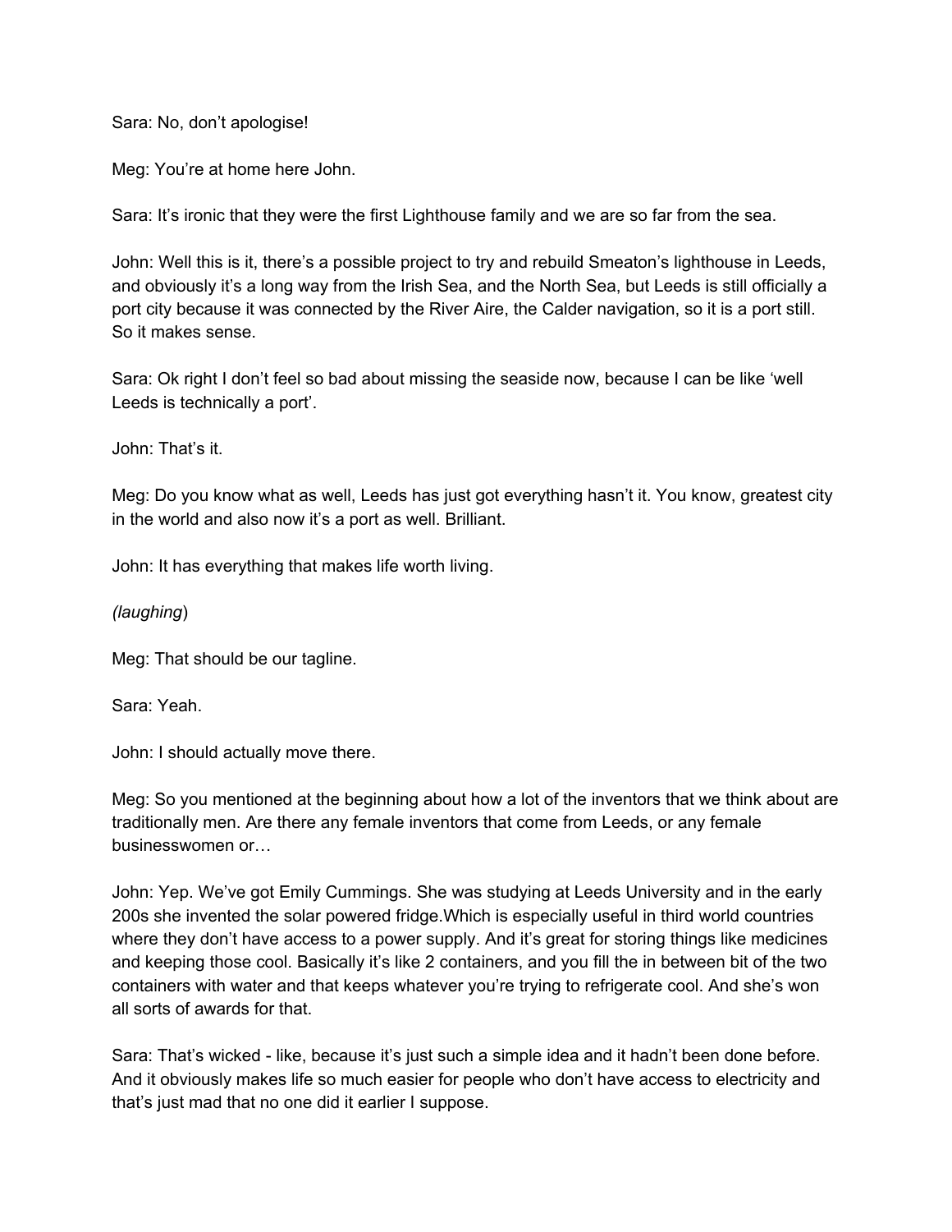Sara: No, don't apologise!

Meg: You're at home here John.

Sara: It's ironic that they were the first Lighthouse family and we are so far from the sea.

John: Well this is it, there's a possible project to try and rebuild Smeaton's lighthouse in Leeds, and obviously it's a long way from the Irish Sea, and the North Sea, but Leeds is still officially a port city because it was connected by the River Aire, the Calder navigation, so it is a port still. So it makes sense.

Sara: Ok right I don't feel so bad about missing the seaside now, because I can be like 'well Leeds is technically a port'.

John: That's it.

Meg: Do you know what as well, Leeds has just got everything hasn't it. You know, greatest city in the world and also now it's a port as well. Brilliant.

John: It has everything that makes life worth living.

*(laughing*)

Meg: That should be our tagline.

Sara: Yeah.

John: I should actually move there.

Meg: So you mentioned at the beginning about how a lot of the inventors that we think about are traditionally men. Are there any female inventors that come from Leeds, or any female businesswomen or…

John: Yep. We've got Emily Cummings. She was studying at Leeds University and in the early 200s she invented the solar powered fridge.Which is especially useful in third world countries where they don't have access to a power supply. And it's great for storing things like medicines and keeping those cool. Basically it's like 2 containers, and you fill the in between bit of the two containers with water and that keeps whatever you're trying to refrigerate cool. And she's won all sorts of awards for that.

Sara: That's wicked - like, because it's just such a simple idea and it hadn't been done before. And it obviously makes life so much easier for people who don't have access to electricity and that's just mad that no one did it earlier I suppose.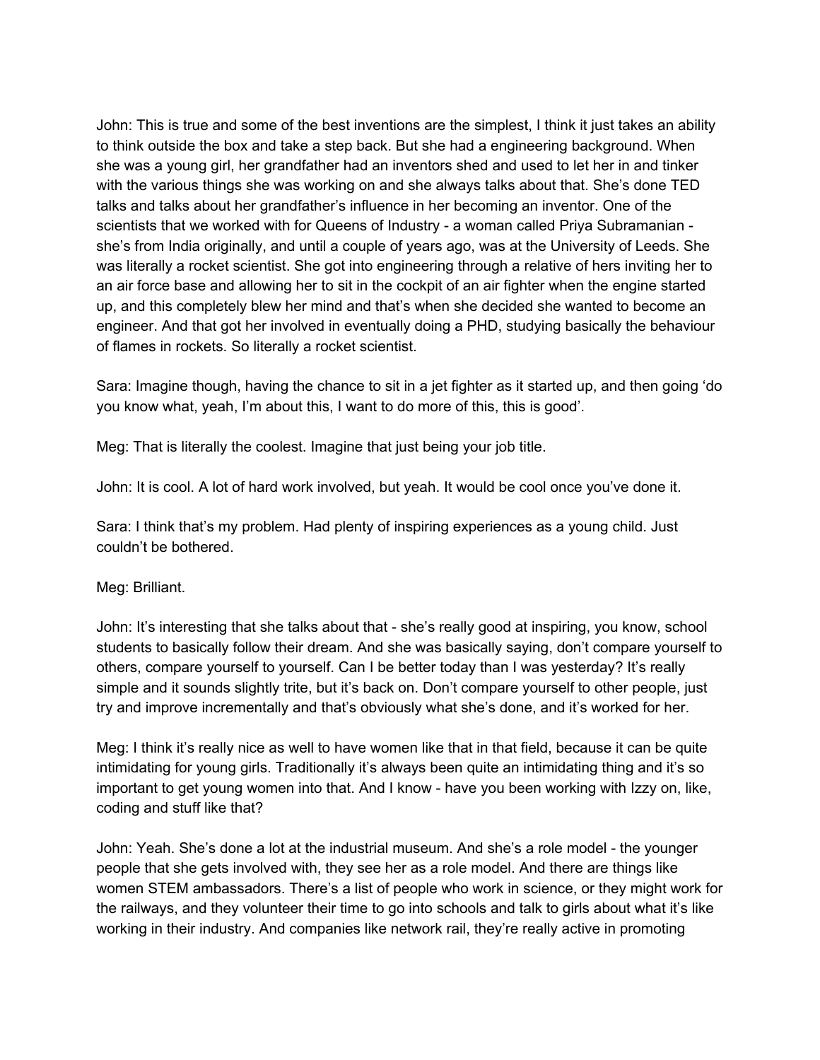John: This is true and some of the best inventions are the simplest, I think it just takes an ability to think outside the box and take a step back. But she had a engineering background. When she was a young girl, her grandfather had an inventors shed and used to let her in and tinker with the various things she was working on and she always talks about that. She's done TED talks and talks about her grandfather's influence in her becoming an inventor. One of the scientists that we worked with for Queens of Industry - a woman called Priya Subramanian - she's from India originally, and until a couple of years ago, was at the University of Leeds. She was literally a rocket scientist. She got into engineering through a relative of hers inviting her to an air force base and allowing her to sit in the cockpit of an air fighter when the engine started up, and this completely blew her mind and that's when she decided she wanted to become an engineer. And that got her involved in eventually doing a PHD, studying basically the behaviour of flames in rockets. So literally a rocket scientist.

Sara: Imagine though, having the chance to sit in a jet fighter as it started up, and then going 'do you know what, yeah, I'm about this, I want to do more of this, this is good'.

Meg: That is literally the coolest. Imagine that just being your job title.

John: It is cool. A lot of hard work involved, but yeah. It would be cool once you've done it.

Sara: I think that's my problem. Had plenty of inspiring experiences as a young child. Just couldn't be bothered.

Meg: Brilliant.

John: It's interesting that she talks about that - she's really good at inspiring, you know, school students to basically follow their dream. And she was basically saying, don't compare yourself to others, compare yourself to yourself. Can I be better today than I was yesterday? It's really simple and it sounds slightly trite, but it's back on. Don't compare yourself to other people, just try and improve incrementally and that's obviously what she's done, and it's worked for her.

Meg: I think it's really nice as well to have women like that in that field, because it can be quite intimidating for young girls. Traditionally it's always been quite an intimidating thing and it's so important to get young women into that. And I know - have you been working with Izzy on, like, coding and stuff like that?

John: Yeah. She's done a lot at the industrial museum. And she's a role model - the younger people that she gets involved with, they see her as a role model. And there are things like women STEM ambassadors. There's a list of people who work in science, or they might work for the railways, and they volunteer their time to go into schools and talk to girls about what it's like working in their industry. And companies like network rail, they're really active in promoting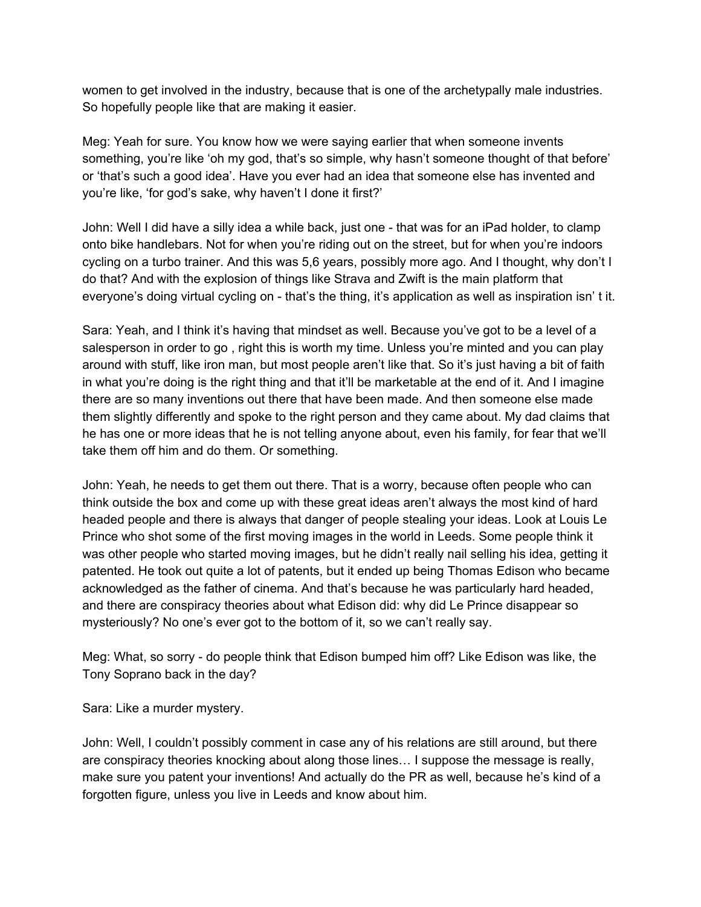women to get involved in the industry, because that is one of the archetypally male industries. So hopefully people like that are making it easier.

Meg: Yeah for sure. You know how we were saying earlier that when someone invents something, you're like 'oh my god, that's so simple, why hasn't someone thought of that before' or 'that's such a good idea'. Have you ever had an idea that someone else has invented and you're like, 'for god's sake, why haven't I done it first?'

John: Well I did have a silly idea a while back, just one - that was for an iPad holder, to clamp onto bike handlebars. Not for when you're riding out on the street, but for when you're indoors cycling on a turbo trainer. And this was 5,6 years, possibly more ago. And I thought, why don't I do that? And with the explosion of things like Strava and Zwift is the main platform that everyone's doing virtual cycling on - that's the thing, it's application as well as inspiration isn' t it.

Sara: Yeah, and I think it's having that mindset as well. Because you've got to be a level of a salesperson in order to go , right this is worth my time. Unless you're minted and you can play around with stuff, like iron man, but most people aren't like that. So it's just having a bit of faith in what you're doing is the right thing and that it'll be marketable at the end of it. And I imagine there are so many inventions out there that have been made. And then someone else made them slightly differently and spoke to the right person and they came about. My dad claims that he has one or more ideas that he is not telling anyone about, even his family, for fear that we'll take them off him and do them. Or something.

John: Yeah, he needs to get them out there. That is a worry, because often people who can think outside the box and come up with these great ideas aren't always the most kind of hard headed people and there is always that danger of people stealing your ideas. Look at Louis Le Prince who shot some of the first moving images in the world in Leeds. Some people think it was other people who started moving images, but he didn't really nail selling his idea, getting it patented. He took out quite a lot of patents, but it ended up being Thomas Edison who became acknowledged as the father of cinema. And that's because he was particularly hard headed, and there are conspiracy theories about what Edison did: why did Le Prince disappear so mysteriously? No one's ever got to the bottom of it, so we can't really say.

Meg: What, so sorry - do people think that Edison bumped him off? Like Edison was like, the Tony Soprano back in the day?

Sara: Like a murder mystery.

John: Well, I couldn't possibly comment in case any of his relations are still around, but there are conspiracy theories knocking about along those lines… I suppose the message is really, make sure you patent your inventions! And actually do the PR as well, because he's kind of a forgotten figure, unless you live in Leeds and know about him.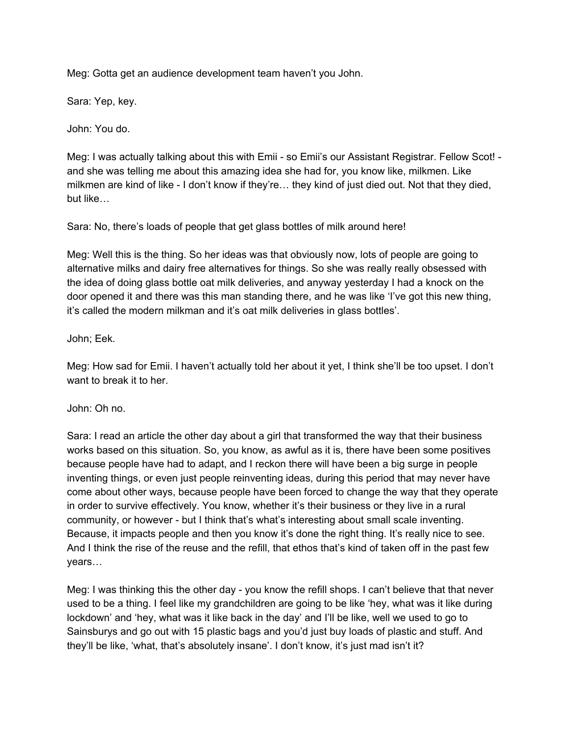Meg: Gotta get an audience development team haven't you John.

Sara: Yep, key.

John: You do.

Meg: I was actually talking about this with Emii - so Emii's our Assistant Registrar. Fellow Scot! - and she was telling me about this amazing idea she had for, you know like, milkmen. Like milkmen are kind of like - I don't know if they're… they kind of just died out. Not that they died, but like…

Sara: No, there's loads of people that get glass bottles of milk around here!

Meg: Well this is the thing. So her ideas was that obviously now, lots of people are going to alternative milks and dairy free alternatives for things. So she was really really obsessed with the idea of doing glass bottle oat milk deliveries, and anyway yesterday I had a knock on the door opened it and there was this man standing there, and he was like 'I've got this new thing, it's called the modern milkman and it's oat milk deliveries in glass bottles'.

John; Eek.

Meg: How sad for Emii. I haven't actually told her about it yet, I think she'll be too upset. I don't want to break it to her.

John: Oh no.

Sara: I read an article the other day about a girl that transformed the way that their business works based on this situation. So, you know, as awful as it is, there have been some positives because people have had to adapt, and I reckon there will have been a big surge in people inventing things, or even just people reinventing ideas, during this period that may never have come about other ways, because people have been forced to change the way that they operate in order to survive effectively. You know, whether it's their business or they live in a rural community, or however - but I think that's what's interesting about small scale inventing. Because, it impacts people and then you know it's done the right thing. It's really nice to see. And I think the rise of the reuse and the refill, that ethos that's kind of taken off in the past few years…

Meg: I was thinking this the other day - you know the refill shops. I can't believe that that never used to be a thing. I feel like my grandchildren are going to be like 'hey, what was it like during lockdown' and 'hey, what was it like back in the day' and I'll be like, well we used to go to Sainsburys and go out with 15 plastic bags and you'd just buy loads of plastic and stuff. And they'll be like, 'what, that's absolutely insane'. I don't know, it's just mad isn't it?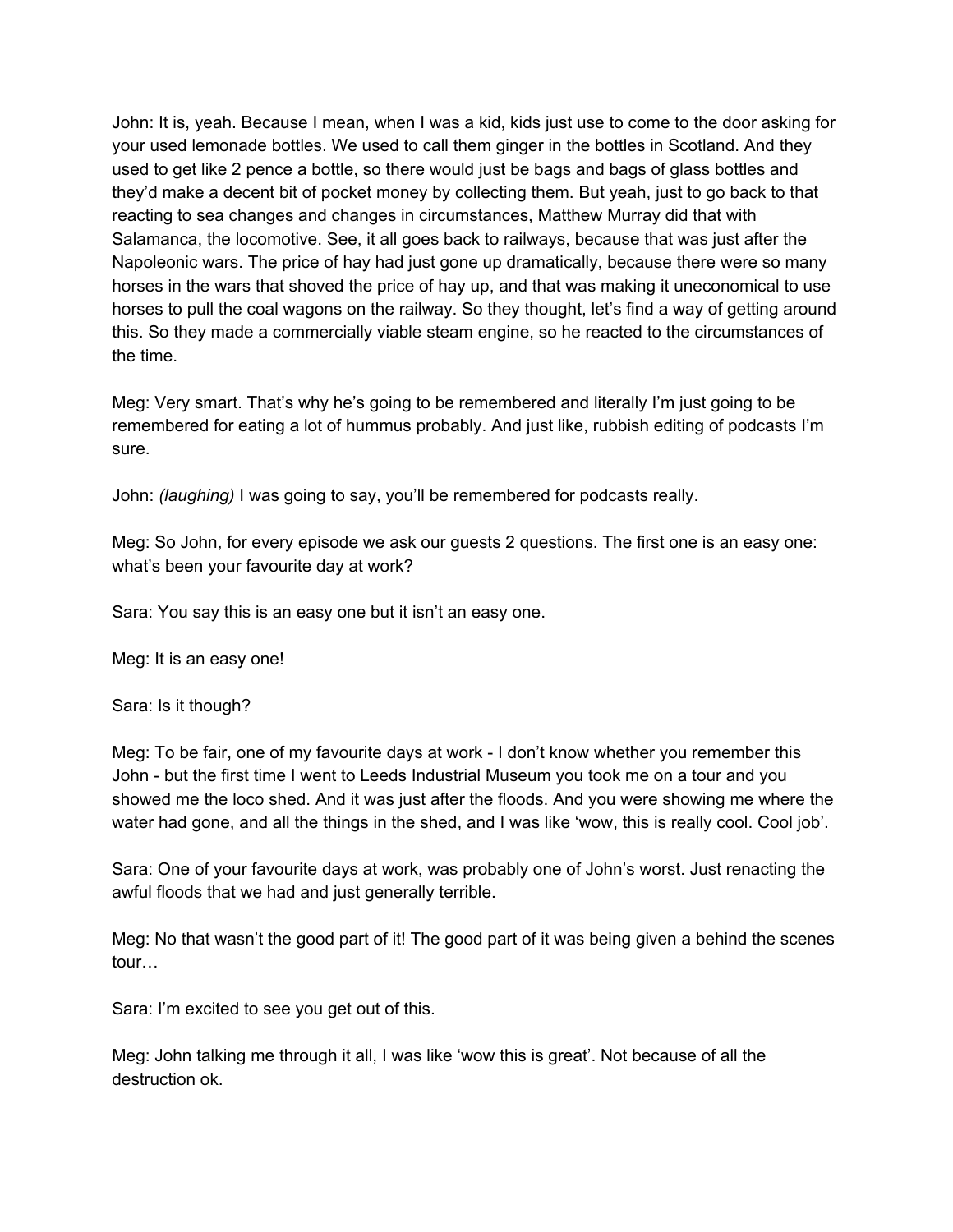John: It is, yeah. Because I mean, when I was a kid, kids just use to come to the door asking for your used lemonade bottles. We used to call them ginger in the bottles in Scotland. And they used to get like 2 pence a bottle, so there would just be bags and bags of glass bottles and they'd make a decent bit of pocket money by collecting them. But yeah, just to go back to that reacting to sea changes and changes in circumstances, Matthew Murray did that with Salamanca, the locomotive. See, it all goes back to railways, because that was just after the Napoleonic wars. The price of hay had just gone up dramatically, because there were so many horses in the wars that shoved the price of hay up, and that was making it uneconomical to use horses to pull the coal wagons on the railway. So they thought, let's find a way of getting around this. So they made a commercially viable steam engine, so he reacted to the circumstances of the time.

Meg: Very smart. That's why he's going to be remembered and literally I'm just going to be remembered for eating a lot of hummus probably. And just like, rubbish editing of podcasts I'm sure.

John: *(laughing)* I was going to say, you'll be remembered for podcasts really.

Meg: So John, for every episode we ask our guests 2 questions. The first one is an easy one: what's been your favourite day at work?

Sara: You say this is an easy one but it isn't an easy one.

Meg: It is an easy one!

Sara: Is it though?

Meg: To be fair, one of my favourite days at work - I don't know whether you remember this John - but the first time I went to Leeds Industrial Museum you took me on a tour and you showed me the loco shed. And it was just after the floods. And you were showing me where the water had gone, and all the things in the shed, and I was like 'wow, this is really cool. Cool job'.

Sara: One of your favourite days at work, was probably one of John's worst. Just renacting the awful floods that we had and just generally terrible.

Meg: No that wasn't the good part of it! The good part of it was being given a behind the scenes tour…

Sara: I'm excited to see you get out of this.

Meg: John talking me through it all, I was like 'wow this is great'. Not because of all the destruction ok.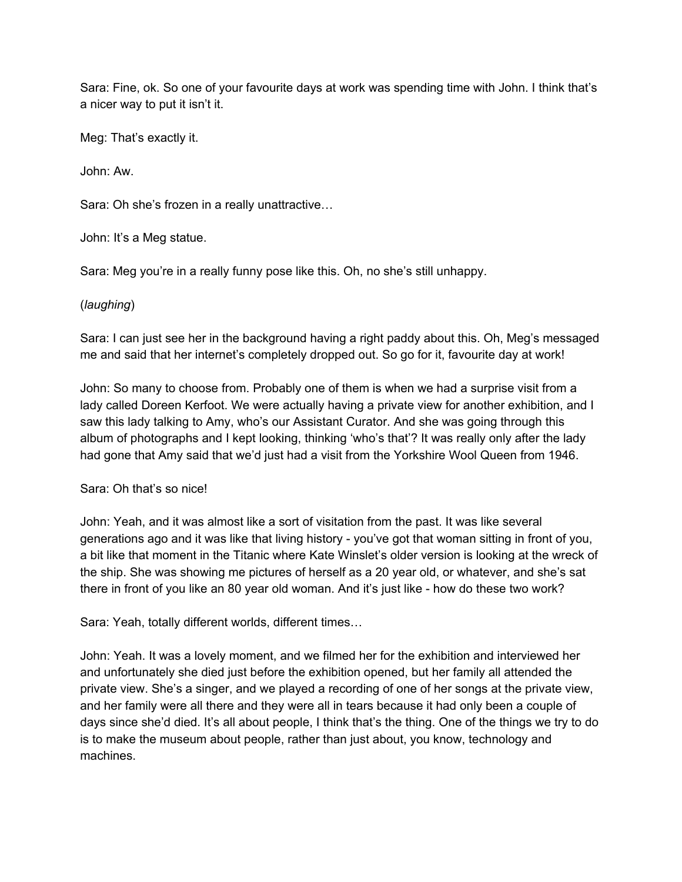Sara: Fine, ok. So one of your favourite days at work was spending time with John. I think that's a nicer way to put it isn't it.

Meg: That's exactly it.

John: Aw.

Sara: Oh she's frozen in a really unattractive…

John: It's a Meg statue.

Sara: Meg you're in a really funny pose like this. Oh, no she's still unhappy.

(*laughing*)

Sara: I can just see her in the background having a right paddy about this. Oh, Meg's messaged me and said that her internet's completely dropped out. So go for it, favourite day at work!

John: So many to choose from. Probably one of them is when we had a surprise visit from a lady called Doreen Kerfoot. We were actually having a private view for another exhibition, and I saw this lady talking to Amy, who's our Assistant Curator. And she was going through this album of photographs and I kept looking, thinking 'who's that'? It was really only after the lady had gone that Amy said that we'd just had a visit from the Yorkshire Wool Queen from 1946.

Sara: Oh that's so nice!

John: Yeah, and it was almost like a sort of visitation from the past. It was like several generations ago and it was like that living history - you've got that woman sitting in front of you, a bit like that moment in the Titanic where Kate Winslet's older version is looking at the wreck of the ship. She was showing me pictures of herself as a 20 year old, or whatever, and she's sat there in front of you like an 80 year old woman. And it's just like - how do these two work?

Sara: Yeah, totally different worlds, different times…

John: Yeah. It was a lovely moment, and we filmed her for the exhibition and interviewed her and unfortunately she died just before the exhibition opened, but her family all attended the private view. She's a singer, and we played a recording of one of her songs at the private view, and her family were all there and they were all in tears because it had only been a couple of days since she'd died. It's all about people, I think that's the thing. One of the things we try to do is to make the museum about people, rather than just about, you know, technology and machines.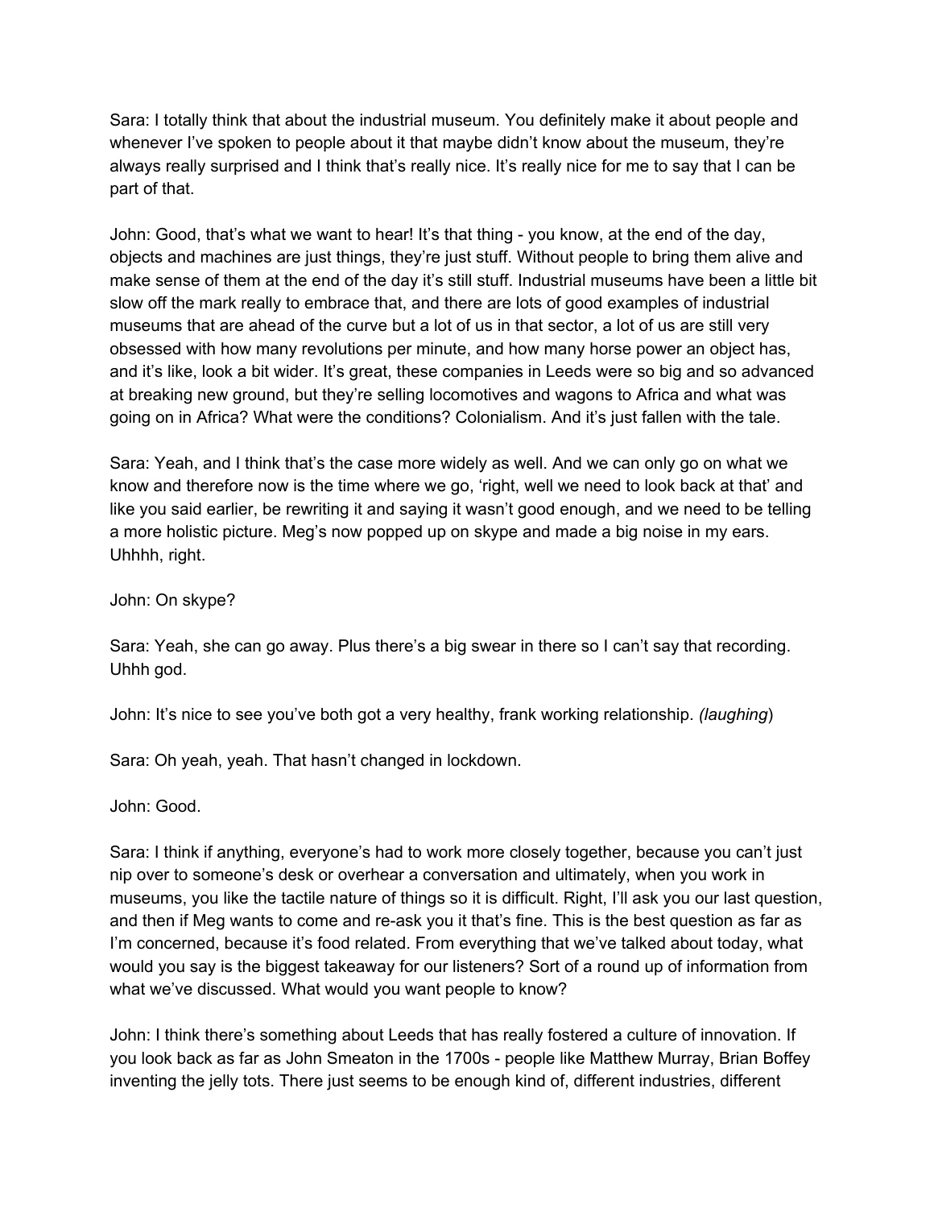Sara: I totally think that about the industrial museum. You definitely make it about people and whenever I've spoken to people about it that maybe didn't know about the museum, they're always really surprised and I think that's really nice. It's really nice for me to say that I can be part of that.

John: Good, that's what we want to hear! It's that thing - you know, at the end of the day, objects and machines are just things, they're just stuff. Without people to bring them alive and make sense of them at the end of the day it's still stuff. Industrial museums have been a little bit slow off the mark really to embrace that, and there are lots of good examples of industrial museums that are ahead of the curve but a lot of us in that sector, a lot of us are still very obsessed with how many revolutions per minute, and how many horse power an object has, and it's like, look a bit wider. It's great, these companies in Leeds were so big and so advanced at breaking new ground, but they're selling locomotives and wagons to Africa and what was going on in Africa? What were the conditions? Colonialism. And it's just fallen with the tale.

Sara: Yeah, and I think that's the case more widely as well. And we can only go on what we know and therefore now is the time where we go, 'right, well we need to look back at that' and like you said earlier, be rewriting it and saying it wasn't good enough, and we need to be telling a more holistic picture. Meg's now popped up on skype and made a big noise in my ears. Uhhhh, right.

John: On skype?

Sara: Yeah, she can go away. Plus there's a big swear in there so I can't say that recording. Uhhh god.

John: It's nice to see you've both got a very healthy, frank working relationship. *(laughing*)

Sara: Oh yeah, yeah. That hasn't changed in lockdown.

John: Good.

Sara: I think if anything, everyone's had to work more closely together, because you can't just nip over to someone's desk or overhear a conversation and ultimately, when you work in museums, you like the tactile nature of things so it is difficult. Right, I'll ask you our last question, and then if Meg wants to come and re-ask you it that's fine. This is the best question as far as I'm concerned, because it's food related. From everything that we've talked about today, what would you say is the biggest takeaway for our listeners? Sort of a round up of information from what we've discussed. What would you want people to know?

John: I think there's something about Leeds that has really fostered a culture of innovation. If you look back as far as John Smeaton in the 1700s - people like Matthew Murray, Brian Boffey inventing the jelly tots. There just seems to be enough kind of, different industries, different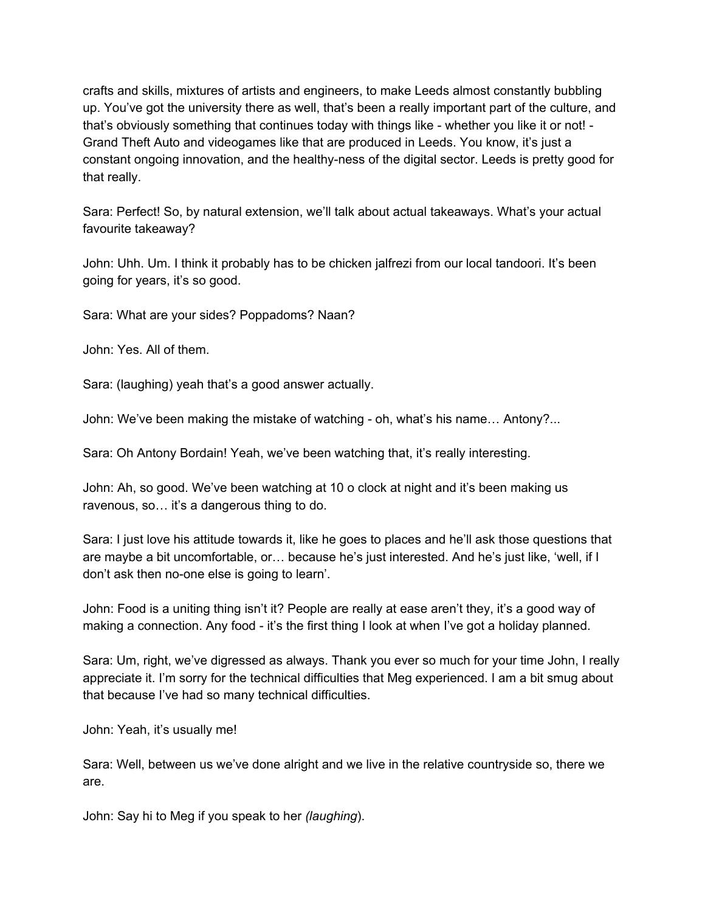crafts and skills, mixtures of artists and engineers, to make Leeds almost constantly bubbling up. You've got the university there as well, that's been a really important part of the culture, and that's obviously something that continues today with things like - whether you like it or not! - Grand Theft Auto and videogames like that are produced in Leeds. You know, it's just a constant ongoing innovation, and the healthy-ness of the digital sector. Leeds is pretty good for that really.

Sara: Perfect! So, by natural extension, we'll talk about actual takeaways. What's your actual favourite takeaway?

John: Uhh. Um. I think it probably has to be chicken jalfrezi from our local tandoori. It's been going for years, it's so good.

Sara: What are your sides? Poppadoms? Naan?

John: Yes. All of them.

Sara: (laughing) yeah that's a good answer actually.

John: We've been making the mistake of watching - oh, what's his name… Antony?...

Sara: Oh Antony Bordain! Yeah, we've been watching that, it's really interesting.

John: Ah, so good. We've been watching at 10 o clock at night and it's been making us ravenous, so… it's a dangerous thing to do.

Sara: I just love his attitude towards it, like he goes to places and he'll ask those questions that are maybe a bit uncomfortable, or… because he's just interested. And he's just like, 'well, if I don't ask then no-one else is going to learn'.

John: Food is a uniting thing isn't it? People are really at ease aren't they, it's a good way of making a connection. Any food - it's the first thing I look at when I've got a holiday planned.

Sara: Um, right, we've digressed as always. Thank you ever so much for your time John, I really appreciate it. I'm sorry for the technical difficulties that Meg experienced. I am a bit smug about that because I've had so many technical difficulties.

John: Yeah, it's usually me!

Sara: Well, between us we've done alright and we live in the relative countryside so, there we are.

John: Say hi to Meg if you speak to her *(laughing*).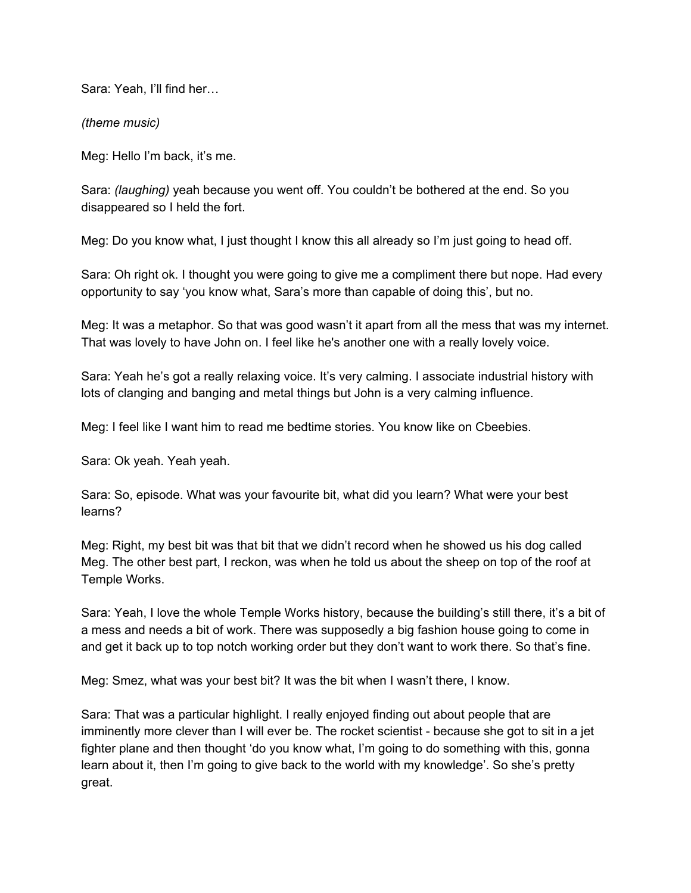Sara: Yeah, I'll find her…

*(theme music)*

Meg: Hello I'm back, it's me.

Sara: *(laughing)* yeah because you went off. You couldn't be bothered at the end. So you disappeared so I held the fort.

Meg: Do you know what, I just thought I know this all already so I'm just going to head off.

Sara: Oh right ok. I thought you were going to give me a compliment there but nope. Had every opportunity to say 'you know what, Sara's more than capable of doing this', but no.

Meg: It was a metaphor. So that was good wasn't it apart from all the mess that was my internet. That was lovely to have John on. I feel like he's another one with a really lovely voice.

Sara: Yeah he's got a really relaxing voice. It's very calming. I associate industrial history with lots of clanging and banging and metal things but John is a very calming influence.

Meg: I feel like I want him to read me bedtime stories. You know like on Cbeebies.

Sara: Ok yeah. Yeah yeah.

Sara: So, episode. What was your favourite bit, what did you learn? What were your best learns?

Meg: Right, my best bit was that bit that we didn't record when he showed us his dog called Meg. The other best part, I reckon, was when he told us about the sheep on top of the roof at Temple Works.

Sara: Yeah, I love the whole Temple Works history, because the building's still there, it's a bit of a mess and needs a bit of work. There was supposedly a big fashion house going to come in and get it back up to top notch working order but they don't want to work there. So that's fine.

Meg: Smez, what was your best bit? It was the bit when I wasn't there, I know.

Sara: That was a particular highlight. I really enjoyed finding out about people that are imminently more clever than I will ever be. The rocket scientist - because she got to sit in a jet fighter plane and then thought 'do you know what, I'm going to do something with this, gonna learn about it, then I'm going to give back to the world with my knowledge'. So she's pretty great.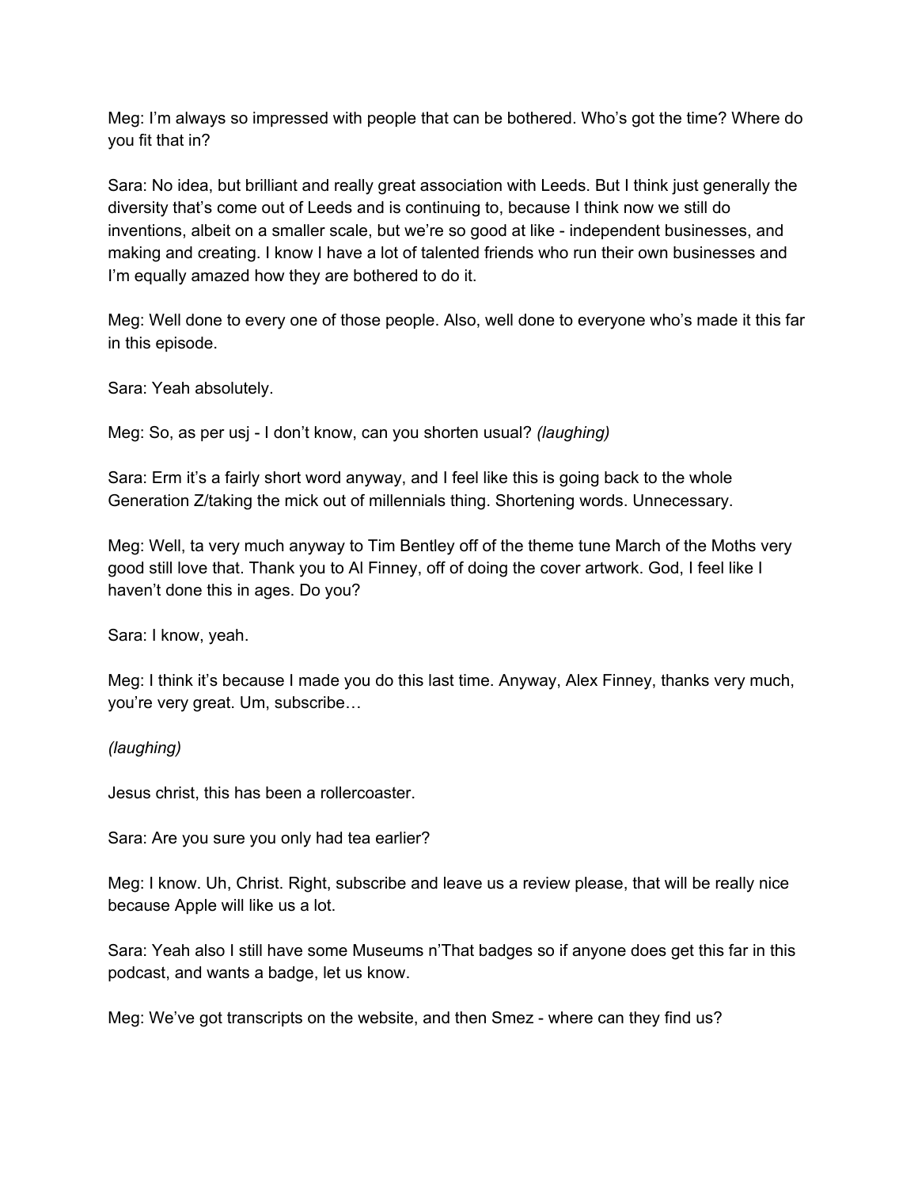Meg: I'm always so impressed with people that can be bothered. Who's got the time? Where do you fit that in?

Sara: No idea, but brilliant and really great association with Leeds. But I think just generally the diversity that's come out of Leeds and is continuing to, because I think now we still do inventions, albeit on a smaller scale, but we're so good at like - independent businesses, and making and creating. I know I have a lot of talented friends who run their own businesses and I'm equally amazed how they are bothered to do it.

Meg: Well done to every one of those people. Also, well done to everyone who's made it this far in this episode.

Sara: Yeah absolutely.

Meg: So, as per usj - I don't know, can you shorten usual? *(laughing)*

Sara: Erm it's a fairly short word anyway, and I feel like this is going back to the whole Generation Z/taking the mick out of millennials thing. Shortening words. Unnecessary.

Meg: Well, ta very much anyway to Tim Bentley off of the theme tune March of the Moths very good still love that. Thank you to Al Finney, off of doing the cover artwork. God, I feel like I haven't done this in ages. Do you?

Sara: I know, yeah.

Meg: I think it's because I made you do this last time. Anyway, Alex Finney, thanks very much, you're very great. Um, subscribe…

*(laughing)*

Jesus christ, this has been a rollercoaster.

Sara: Are you sure you only had tea earlier?

Meg: I know. Uh, Christ. Right, subscribe and leave us a review please, that will be really nice because Apple will like us a lot.

Sara: Yeah also I still have some Museums n'That badges so if anyone does get this far in this podcast, and wants a badge, let us know.

Meg: We've got transcripts on the website, and then Smez - where can they find us?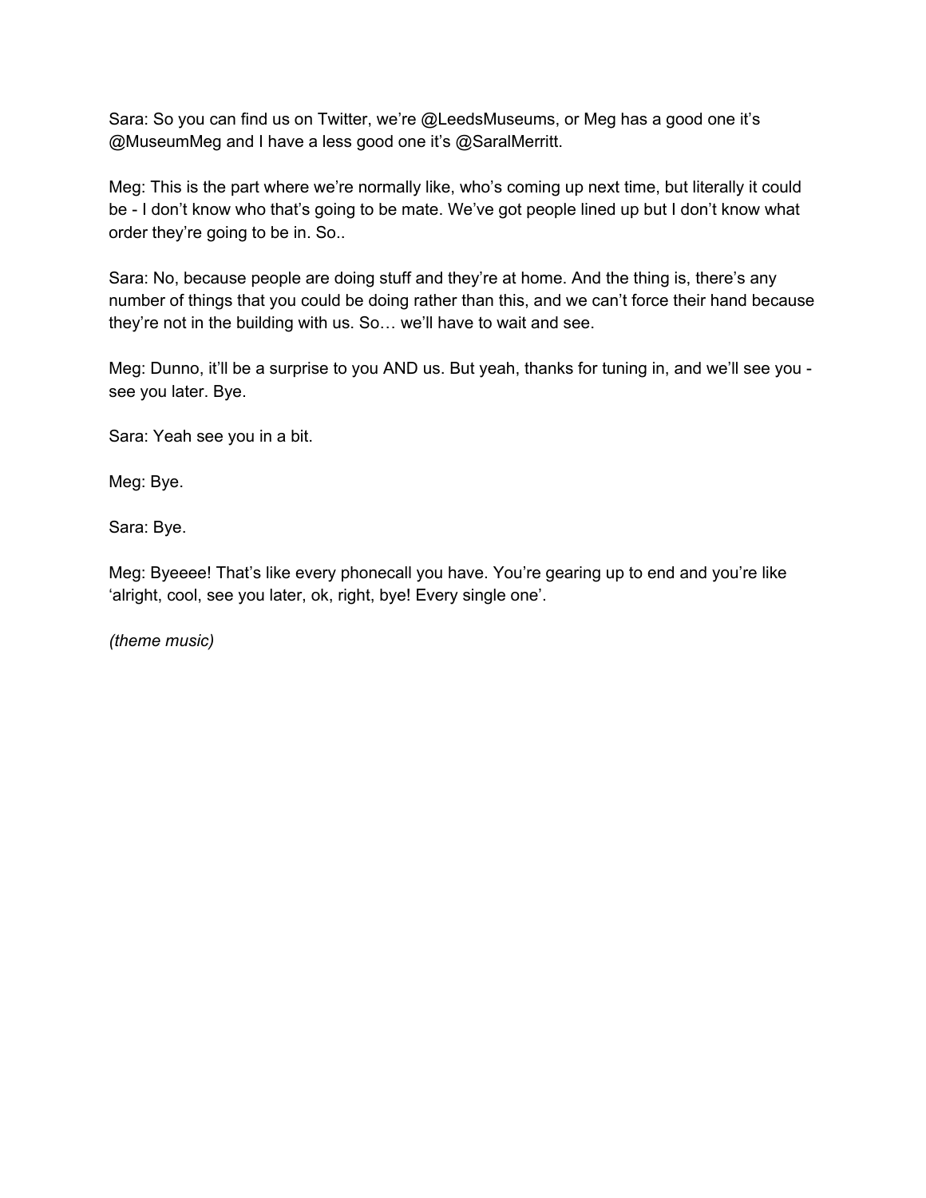Sara: So you can find us on Twitter, we're @LeedsMuseums, or Meg has a good one it's @MuseumMeg and I have a less good one it's @SaraIMerritt.

Meg: This is the part where we're normally like, who's coming up next time, but literally it could be - I don't know who that's going to be mate. We've got people lined up but I don't know what order they're going to be in. So..

Sara: No, because people are doing stuff and they're at home. And the thing is, there's any number of things that you could be doing rather than this, and we can't force their hand because they're not in the building with us. So… we'll have to wait and see.

Meg: Dunno, it'll be a surprise to you AND us. But yeah, thanks for tuning in, and we'll see you - see you later. Bye.

Sara: Yeah see you in a bit.

Meg: Bye.

Sara: Bye.

Meg: Byeeee! That's like every phonecall you have. You're gearing up to end and you're like 'alright, cool, see you later, ok, right, bye! Every single one'.

*(theme music)*